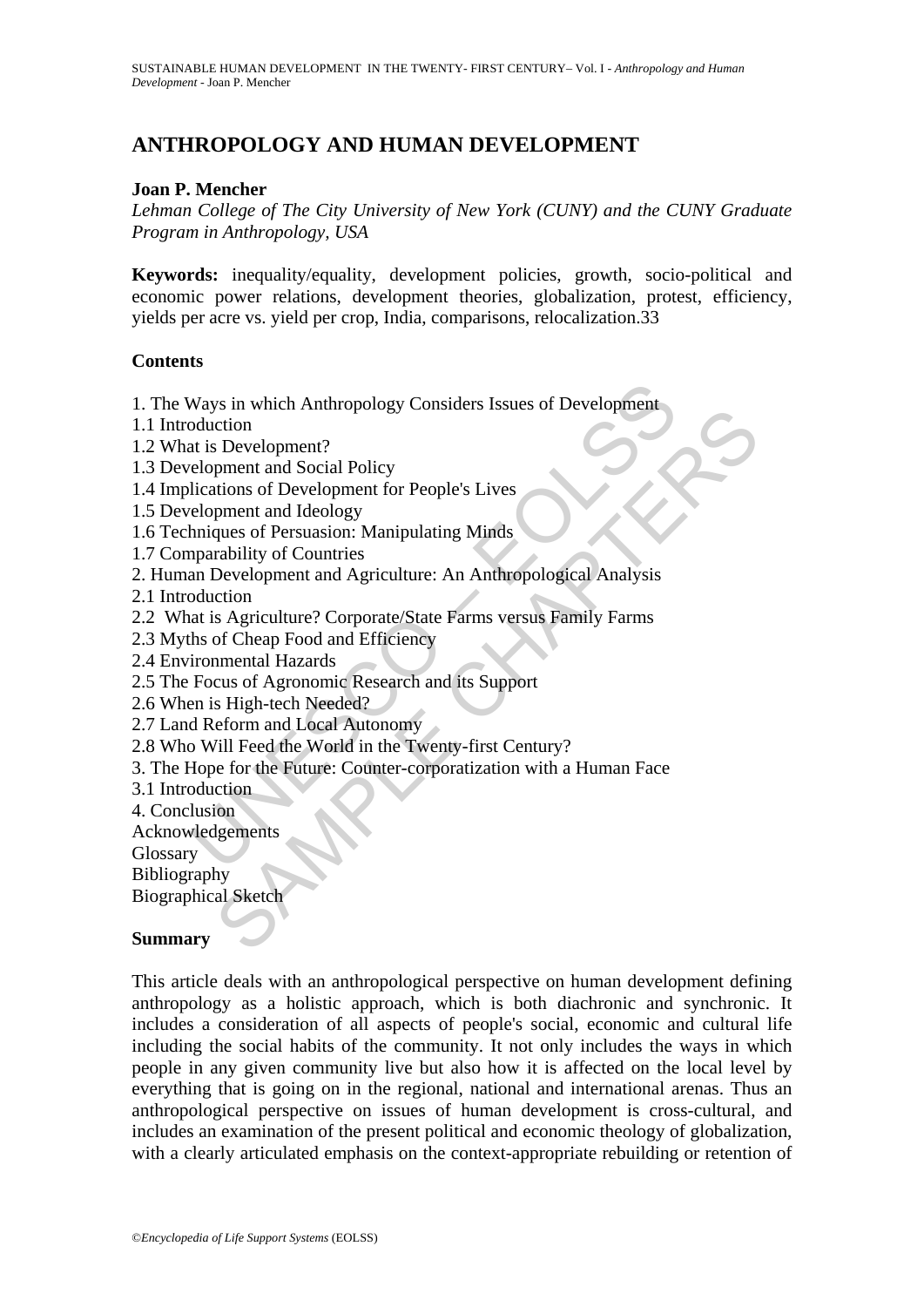# ANTHROPOLOGY AND HUMAN DEVELOPMENT

**Joan P. Mencher**

*Lehman College of The City University of New York (CUNY) and the CUNY Graduate Program in Anthropology, USA*

**Keywords:** inequality/equality, development policies, growth, socio-political and economic power relations, development theories, globalization, protest, efficiency, yields per acre vs. yield per crop, India, comparisons, relocalization.33

## Contents

1. The Ways in which Anthropology Considers Issues of Development
1.1 Introduction
1.2 What is Development?
1.3 Development and Social Policy
1.4 Implications of Development for People's Lives
1.5 Development and Ideology
1.6 Techniques of Persuasion: Manipulating Minds
1.7 Comparability of Countries
2. Human Development and Agriculture: An Anthropological Analysis
2.1 Introduction
2.2 What is Agriculture? Corporate/State Farms versus Family Farms
2.3 Myths of Cheap Food and Efficiency
2.4 Environmental Hazards
2.5 The Focus of Agronomic Research and its Support
2.6 When is High-tech Needed?
2.7 Land Reform and Local Autonomy
2.8 Who Will Feed the World in the Twenty-first Century?
3. The Hope for the Future: Counter-corporatization with a Human Face
3.1 Introduction
4. Conclusion
Acknowledgements
Glossary
Bibliography
Biographical Sketch

## Summary

This article deals with an anthropological perspective on human development defining anthropology as a holistic approach, which is both diachronic and synchronic. It includes a consideration of all aspects of people's social, economic and cultural life including the social habits of the community. It not only includes the ways in which people in any given community live but also how it is affected on the local level by everything that is going on in the regional, national and international arenas. Thus an anthropological perspective on issues of human development is cross-cultural, and includes an examination of the present political and economic theology of globalization, with a clearly articulated emphasis on the context-appropriate rebuilding or retention of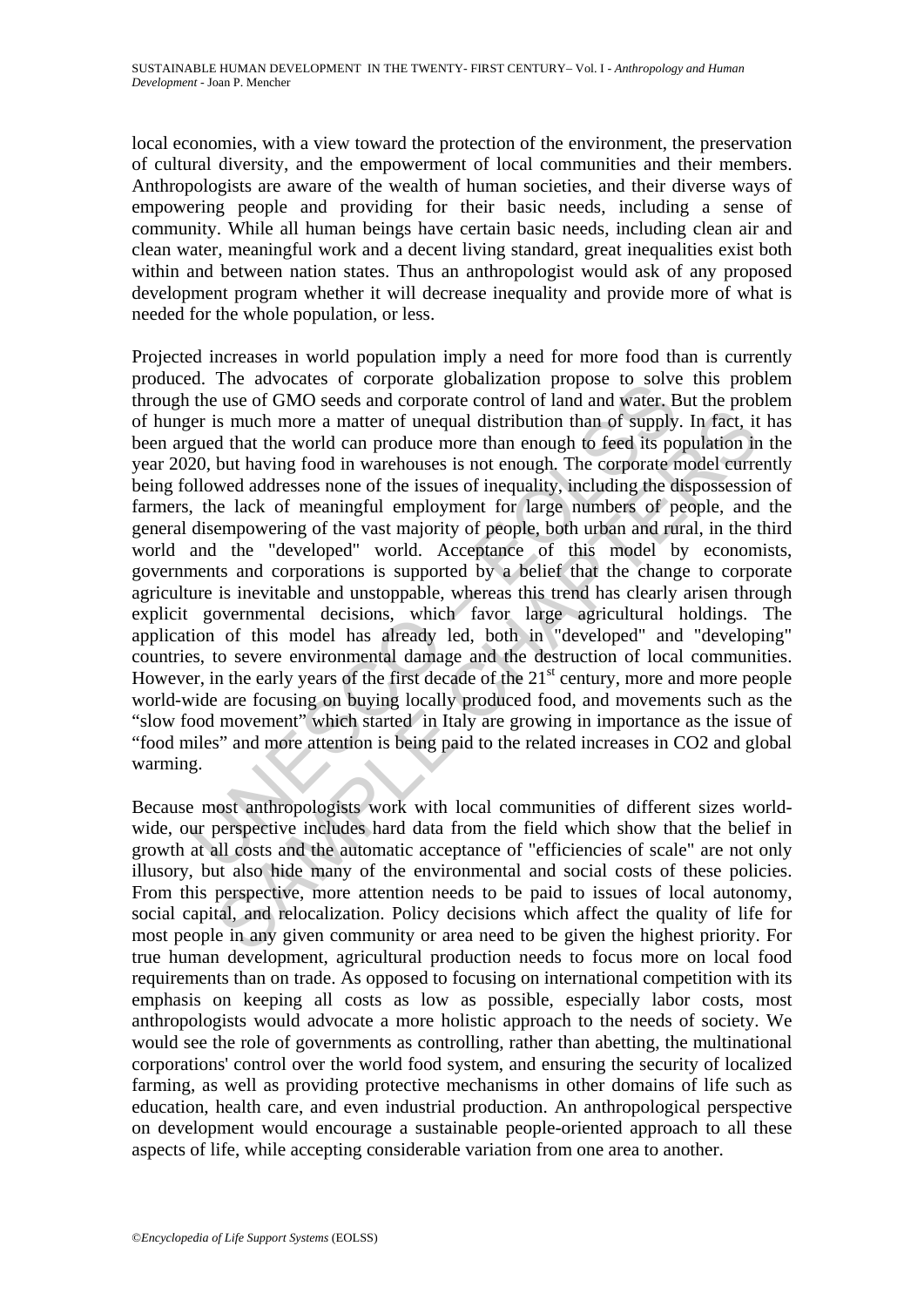local economies, with a view toward the protection of the environment, the preservation of cultural diversity, and the empowerment of local communities and their members. Anthropologists are aware of the wealth of human societies, and their diverse ways of empowering people and providing for their basic needs, including a sense of community. While all human beings have certain basic needs, including clean air and clean water, meaningful work and a decent living standard, great inequalities exist both within and between nation states. Thus an anthropologist would ask of any proposed development program whether it will decrease inequality and provide more of what is needed for the whole population, or less.

Projected increases in world population imply a need for more food than is currently produced. The advocates of corporate globalization propose to solve this problem through the use of GMO seeds and corporate control of land and water. But the problem of hunger is much more a matter of unequal distribution than of supply. In fact, it has been argued that the world can produce more than enough to feed its population in the year 2020, but having food in warehouses is not enough. The corporate model currently being followed addresses none of the issues of inequality, including the dispossession of farmers, the lack of meaningful employment for large numbers of people, and the general disempowering of the vast majority of people, both urban and rural, in the third world and the "developed" world. Acceptance of this model by economists, governments and corporations is supported by a belief that the change to corporate agriculture is inevitable and unstoppable, whereas this trend has clearly arisen through explicit governmental decisions, which favor large agricultural holdings. The application of this model has already led, both in "developed" and "developing" countries, to severe environmental damage and the destruction of local communities. However, in the early years of the first decade of the 21st century, more and more people world-wide are focusing on buying locally produced food, and movements such as the "slow food movement" which started in Italy are growing in importance as the issue of "food miles" and more attention is being paid to the related increases in $CO_2$ and global warming.

Because most anthropologists work with local communities of different sizes world-wide, our perspective includes hard data from the field which show that the belief in growth at all costs and the automatic acceptance of "efficiencies of scale" are not only illusory, but also hide many of the environmental and social costs of these policies. From this perspective, more attention needs to be paid to issues of local autonomy, social capital, and relocalization. Policy decisions which affect the quality of life for most people in any given community or area need to be given the highest priority. For true human development, agricultural production needs to focus more on local food requirements than on trade. As opposed to focusing on international competition with its emphasis on keeping all costs as low as possible, especially labor costs, most anthropologists would advocate a more holistic approach to the needs of society. We would see the role of governments as controlling, rather than abetting, the multinational corporations' control over the world food system, and ensuring the security of localized farming, as well as providing protective mechanisms in other domains of life such as education, health care, and even industrial production. An anthropological perspective on development would encourage a sustainable people-oriented approach to all these aspects of life, while accepting considerable variation from one area to another.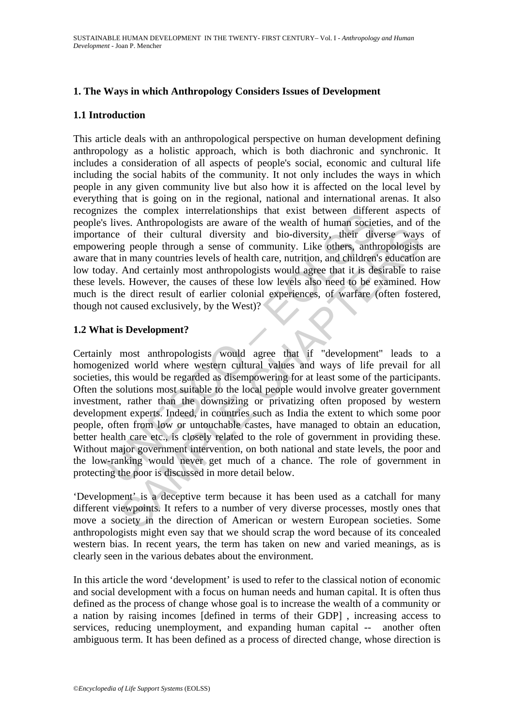## 1. The Ways in which Anthropology Considers Issues of Development

### 1.1 Introduction

This article deals with an anthropological perspective on human development defining anthropology as a holistic approach, which is both diachronic and synchronic. It includes a consideration of all aspects of people's social, economic and cultural life including the social habits of the community. It not only includes the ways in which people in any given community live but also how it is affected on the local level by everything that is going on in the regional, national and international arenas. It also recognizes the complex interrelationships that exist between different aspects of people's lives. Anthropologists are aware of the wealth of human societies, and of the importance of their cultural diversity and bio-diversity, their diverse ways of empowering people through a sense of community. Like others, anthropologists are aware that in many countries levels of health care, nutrition, and children's education are low today. And certainly most anthropologists would agree that it is desirable to raise these levels. However, the causes of these low levels also need to be examined. How much is the direct result of earlier colonial experiences, of warfare (often fostered, though not caused exclusively, by the West)?

### 1.2 What is Development?

Certainly most anthropologists would agree that if "development" leads to a homogenized world where western cultural values and ways of life prevail for all societies, this would be regarded as disempowering for at least some of the participants. Often the solutions most suitable to the local people would involve greater government investment, rather than the downsizing or privatizing often proposed by western development experts. Indeed, in countries such as India the extent to which some poor people, often from low or untouchable castes, have managed to obtain an education, better health care etc., is closely related to the role of government in providing these. Without major government intervention, on both national and state levels, the poor and the low-ranking would never get much of a chance. The role of government in protecting the poor is discussed in more detail below.

'Development' is a deceptive term because it has been used as a catchall for many different viewpoints. It refers to a number of very diverse processes, mostly ones that move a society in the direction of American or western European societies. Some anthropologists might even say that we should scrap the word because of its concealed western bias. In recent years, the term has taken on new and varied meanings, as is clearly seen in the various debates about the environment.

In this article the word 'development' is used to refer to the classical notion of economic and social development with a focus on human needs and human capital. It is often thus defined as the process of change whose goal is to increase the wealth of a community or a nation by raising incomes [defined in terms of their GDP] , increasing access to services, reducing unemployment, and expanding human capital -- another often ambiguous term. It has been defined as a process of directed change, whose direction is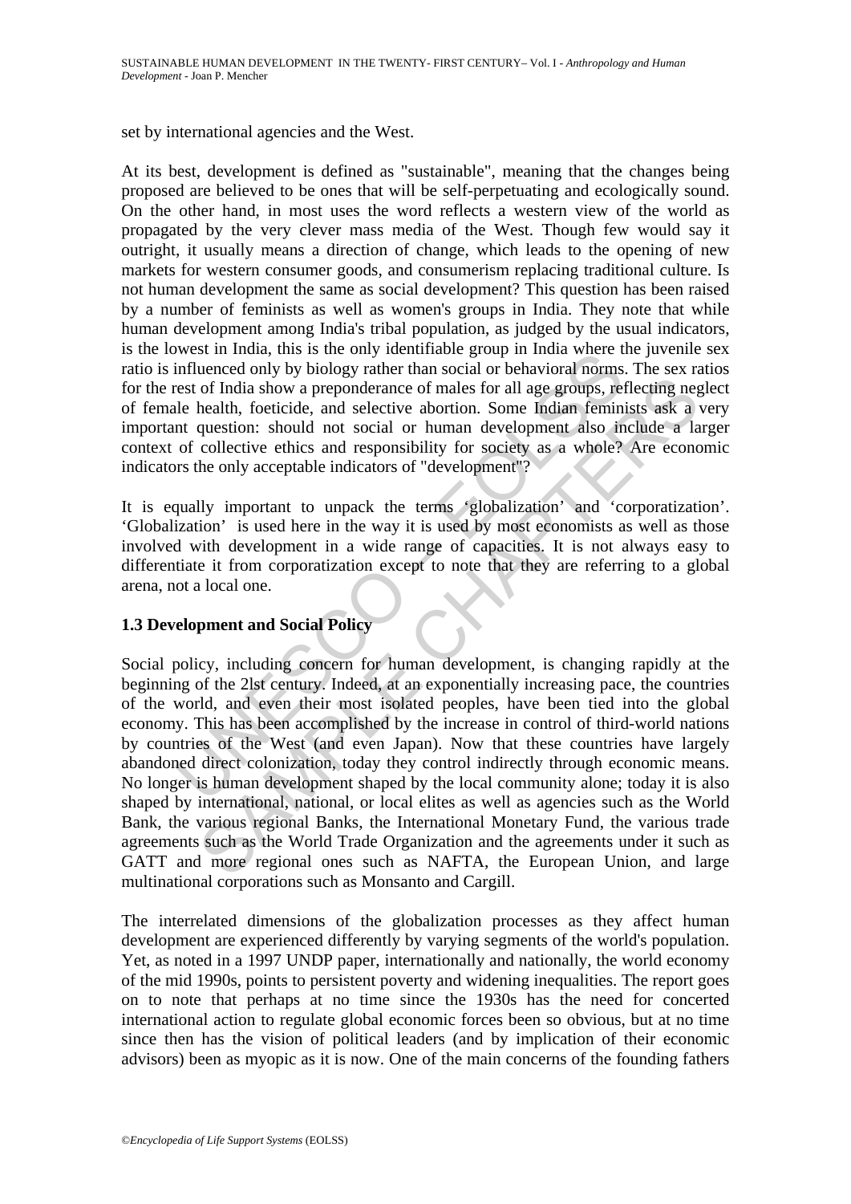set by international agencies and the West.

At its best, development is defined as "sustainable", meaning that the changes being proposed are believed to be ones that will be self-perpetuating and ecologically sound. On the other hand, in most uses the word reflects a western view of the world as propagated by the very clever mass media of the West. Though few would say it outright, it usually means a direction of change, which leads to the opening of new markets for western consumer goods, and consumerism replacing traditional culture. Is not human development the same as social development? This question has been raised by a number of feminists as well as women's groups in India. They note that while human development among India's tribal population, as judged by the usual indicators, is the lowest in India, this is the only identifiable group in India where the juvenile sex ratio is influenced only by biology rather than social or behavioral norms. The sex ratios for the rest of India show a preponderance of males for all age groups, reflecting neglect of female health, foeticide, and selective abortion. Some Indian feminists ask a very important question: should not social or human development also include a larger context of collective ethics and responsibility for society as a whole? Are economic indicators the only acceptable indicators of "development"?

It is equally important to unpack the terms 'globalization' and 'corporatization'. 'Globalization' is used here in the way it is used by most economists as well as those involved with development in a wide range of capacities. It is not always easy to differentiate it from corporatization except to note that they are referring to a global arena, not a local one.

### 1.3 Development and Social Policy

Social policy, including concern for human development, is changing rapidly at the beginning of the 2lst century. Indeed, at an exponentially increasing pace, the countries of the world, and even their most isolated peoples, have been tied into the global economy. This has been accomplished by the increase in control of third-world nations by countries of the West (and even Japan). Now that these countries have largely abandoned direct colonization, today they control indirectly through economic means. No longer is human development shaped by the local community alone; today it is also shaped by international, national, or local elites as well as agencies such as the World Bank, the various regional Banks, the International Monetary Fund, the various trade agreements such as the World Trade Organization and the agreements under it such as GATT and more regional ones such as NAFTA, the European Union, and large multinational corporations such as Monsanto and Cargill.

The interrelated dimensions of the globalization processes as they affect human development are experienced differently by varying segments of the world's population. Yet, as noted in a 1997 UNDP paper, internationally and nationally, the world economy of the mid 1990s, points to persistent poverty and widening inequalities. The report goes on to note that perhaps at no time since the 1930s has the need for concerted international action to regulate global economic forces been so obvious, but at no time since then has the vision of political leaders (and by implication of their economic advisors) been as myopic as it is now. One of the main concerns of the founding fathers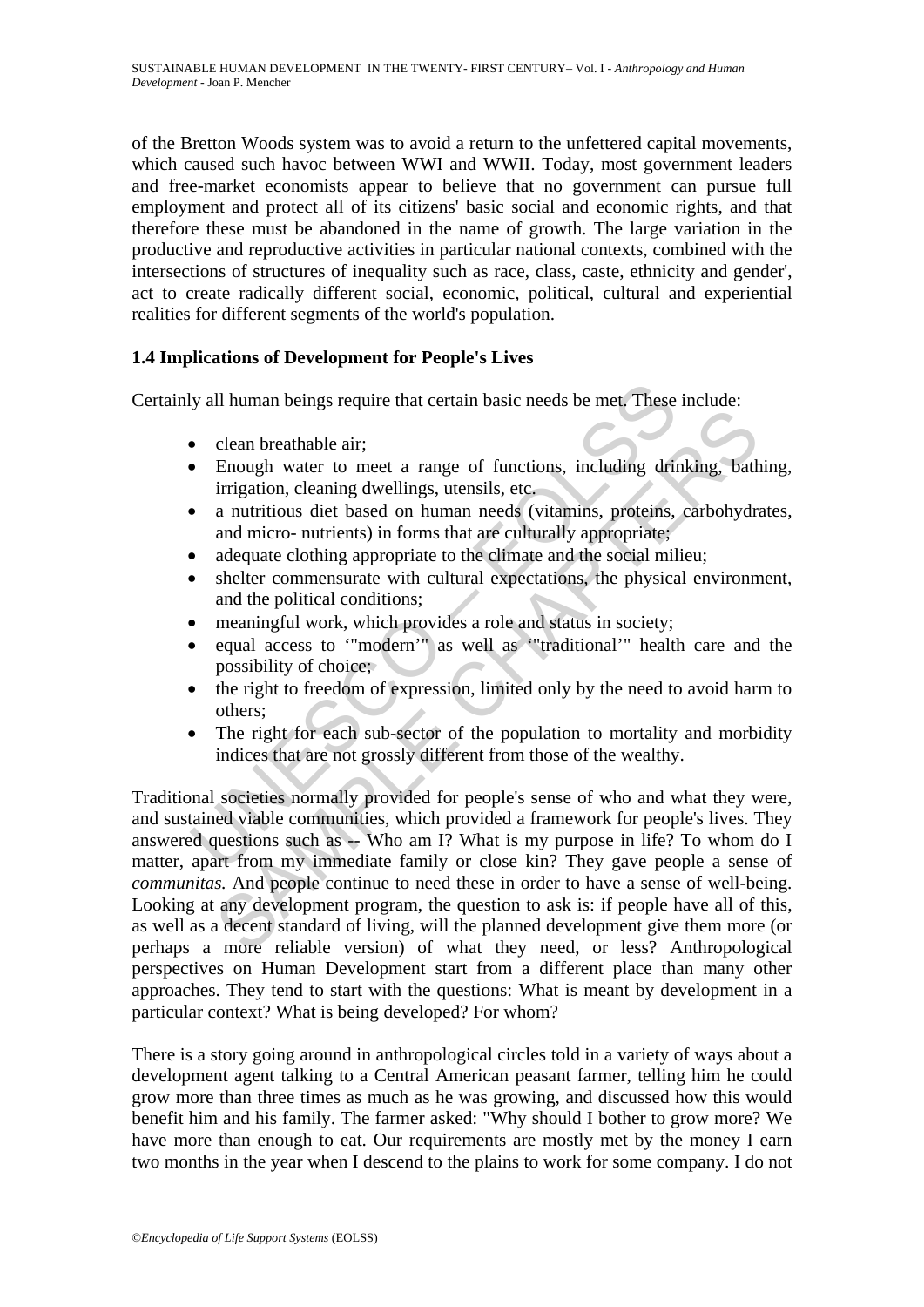of the Bretton Woods system was to avoid a return to the unfettered capital movements, which caused such havoc between WWI and WWII. Today, most government leaders and free-market economists appear to believe that no government can pursue full employment and protect all of its citizens' basic social and economic rights, and that therefore these must be abandoned in the name of growth. The large variation in the productive and reproductive activities in particular national contexts, combined with the intersections of structures of inequality such as race, class, caste, ethnicity and gender', act to create radically different social, economic, political, cultural and experiential realities for different segments of the world's population.

### 1.4 Implications of Development for People's Lives

Certainly all human beings require that certain basic needs be met. These include:

- clean breathable air;
- Enough water to meet a range of functions, including drinking, bathing, irrigation, cleaning dwellings, utensils, etc.
- a nutritious diet based on human needs (vitamins, proteins, carbohydrates, and micro- nutrients) in forms that are culturally appropriate;
- adequate clothing appropriate to the climate and the social milieu;
- shelter commensurate with cultural expectations, the physical environment, and the political conditions;
- meaningful work, which provides a role and status in society;
- equal access to '"modern'" as well as '"traditional'" health care and the possibility of choice;
- the right to freedom of expression, limited only by the need to avoid harm to others;
- The right for each sub-sector of the population to mortality and morbidity indices that are not grossly different from those of the wealthy.

Traditional societies normally provided for people's sense of who and what they were, and sustained viable communities, which provided a framework for people's lives. They answered questions such as -- Who am I? What is my purpose in life? To whom do I matter, apart from my immediate family or close kin? They gave people a sense of *communitas.* And people continue to need these in order to have a sense of well-being. Looking at any development program, the question to ask is: if people have all of this, as well as a decent standard of living, will the planned development give them more (or perhaps a more reliable version) of what they need, or less? Anthropological perspectives on Human Development start from a different place than many other approaches. They tend to start with the questions: What is meant by development in a particular context? What is being developed? For whom?

There is a story going around in anthropological circles told in a variety of ways about a development agent talking to a Central American peasant farmer, telling him he could grow more than three times as much as he was growing, and discussed how this would benefit him and his family. The farmer asked: "Why should I bother to grow more? We have more than enough to eat. Our requirements are mostly met by the money I earn two months in the year when I descend to the plains to work for some company. I do not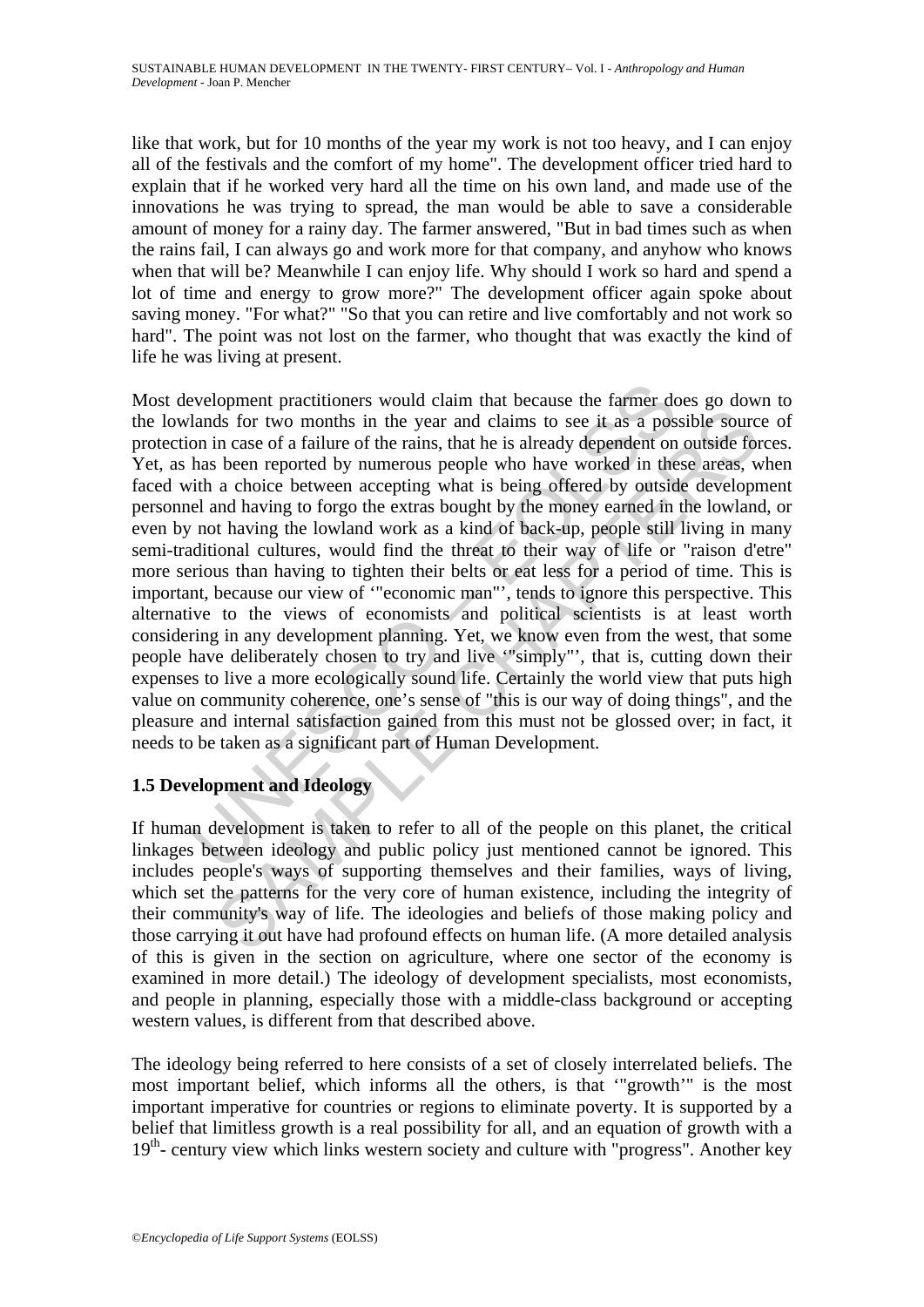like that work, but for 10 months of the year my work is not too heavy, and I can enjoy all of the festivals and the comfort of my home". The development officer tried hard to explain that if he worked very hard all the time on his own land, and made use of the innovations he was trying to spread, the man would be able to save a considerable amount of money for a rainy day. The farmer answered, "But in bad times such as when the rains fail, I can always go and work more for that company, and anyhow who knows when that will be? Meanwhile I can enjoy life. Why should I work so hard and spend a lot of time and energy to grow more?" The development officer again spoke about saving money. "For what?" "So that you can retire and live comfortably and not work so hard". The point was not lost on the farmer, who thought that was exactly the kind of life he was living at present.

Most development practitioners would claim that because the farmer does go down to the lowlands for two months in the year and claims to see it as a possible source of protection in case of a failure of the rains, that he is already dependent on outside forces. Yet, as has been reported by numerous people who have worked in these areas, when faced with a choice between accepting what is being offered by outside development personnel and having to forgo the extras bought by the money earned in the lowland, or even by not having the lowland work as a kind of back-up, people still living in many semi-traditional cultures, would find the threat to their way of life or "raison d'etre" more serious than having to tighten their belts or eat less for a period of time. This is important, because our view of '"economic man"', tends to ignore this perspective. This alternative to the views of economists and political scientists is at least worth considering in any development planning. Yet, we know even from the west, that some people have deliberately chosen to try and live '"simply"', that is, cutting down their expenses to live a more ecologically sound life. Certainly the world view that puts high value on community coherence, one's sense of "this is our way of doing things", and the pleasure and internal satisfaction gained from this must not be glossed over; in fact, it needs to be taken as a significant part of Human Development.

### 1.5 Development and Ideology

If human development is taken to refer to all of the people on this planet, the critical linkages between ideology and public policy just mentioned cannot be ignored. This includes people's ways of supporting themselves and their families, ways of living, which set the patterns for the very core of human existence, including the integrity of their community's way of life. The ideologies and beliefs of those making policy and those carrying it out have had profound effects on human life. (A more detailed analysis of this is given in the section on agriculture, where one sector of the economy is examined in more detail.) The ideology of development specialists, most economists, and people in planning, especially those with a middle-class background or accepting western values, is different from that described above.

The ideology being referred to here consists of a set of closely interrelated beliefs. The most important belief, which informs all the others, is that '"growth'" is the most important imperative for countries or regions to eliminate poverty. It is supported by a belief that limitless growth is a real possibility for all, and an equation of growth with a 19th- century view which links western society and culture with "progress". Another key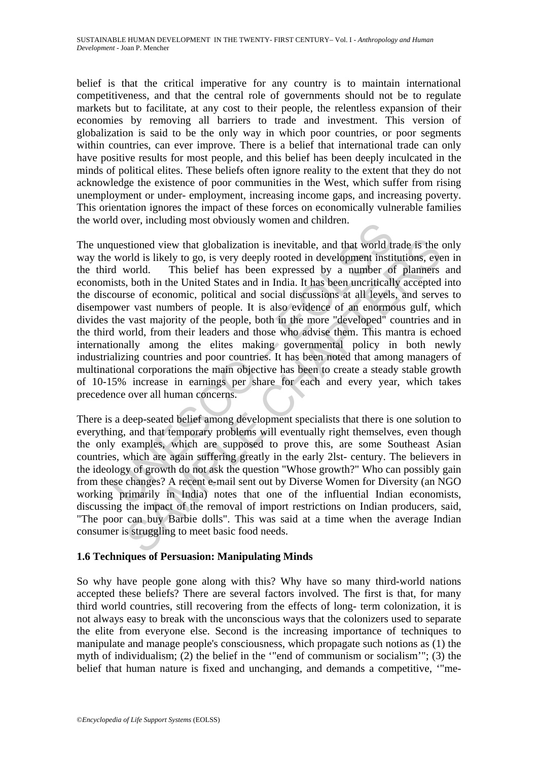belief is that the critical imperative for any country is to maintain international competitiveness, and that the central role of governments should not be to regulate markets but to facilitate, at any cost to their people, the relentless expansion of their economies by removing all barriers to trade and investment. This version of globalization is said to be the only way in which poor countries, or poor segments within countries, can ever improve. There is a belief that international trade can only have positive results for most people, and this belief has been deeply inculcated in the minds of political elites. These beliefs often ignore reality to the extent that they do not acknowledge the existence of poor communities in the West, which suffer from rising unemployment or under- employment, increasing income gaps, and increasing poverty. This orientation ignores the impact of these forces on economically vulnerable families the world over, including most obviously women and children.

The unquestioned view that globalization is inevitable, and that world trade is the only way the world is likely to go, is very deeply rooted in development institutions, even in the third world. This belief has been expressed by a number of planners and economists, both in the United States and in India. It has been uncritically accepted into the discourse of economic, political and social discussions at all levels, and serves to disempower vast numbers of people. It is also evidence of an enormous gulf, which divides the vast majority of the people, both in the more "developed" countries and in the third world, from their leaders and those who advise them. This mantra is echoed internationally among the elites making governmental policy in both newly industrializing countries and poor countries. It has been noted that among managers of multinational corporations the main objective has been to create a steady stable growth of 10-15% increase in earnings per share for each and every year, which takes precedence over all human concerns.

There is a deep-seated belief among development specialists that there is one solution to everything, and that temporary problems will eventually right themselves, even though the only examples, which are supposed to prove this, are some Southeast Asian countries, which are again suffering greatly in the early 2lst- century. The believers in the ideology of growth do not ask the question "Whose growth?" Who can possibly gain from these changes? A recent e-mail sent out by Diverse Women for Diversity (an NGO working primarily in India) notes that one of the influential Indian economists, discussing the impact of the removal of import restrictions on Indian producers, said, "The poor can buy Barbie dolls". This was said at a time when the average Indian consumer is struggling to meet basic food needs.

### 1.6 Techniques of Persuasion: Manipulating Minds

So why have people gone along with this? Why have so many third-world nations accepted these beliefs? There are several factors involved. The first is that, for many third world countries, still recovering from the effects of long- term colonization, it is not always easy to break with the unconscious ways that the colonizers used to separate the elite from everyone else. Second is the increasing importance of techniques to manipulate and manage people's consciousness, which propagate such notions as (1) the myth of individualism; (2) the belief in the '"end of communism or socialism'"; (3) the belief that human nature is fixed and unchanging, and demands a competitive, '"me-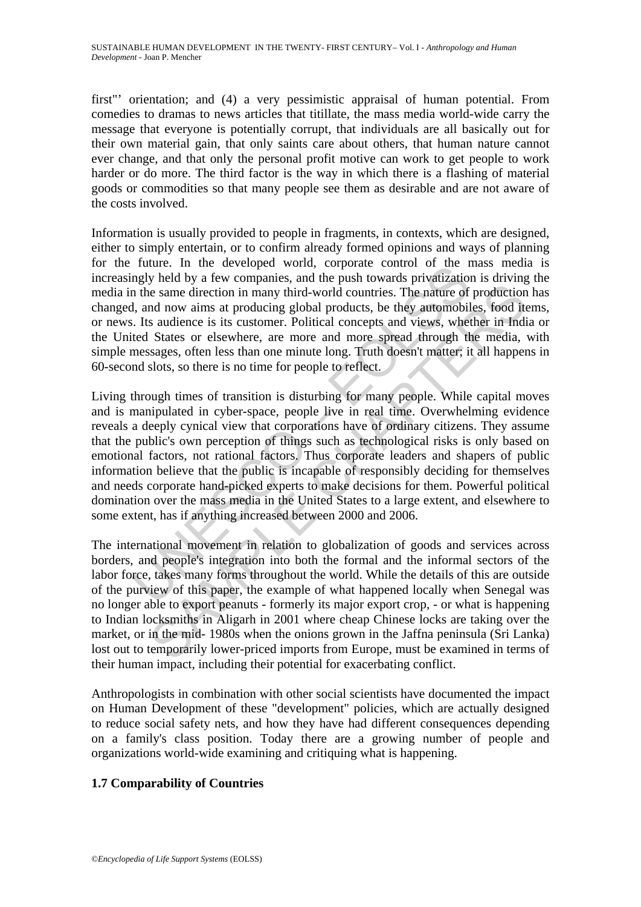first"' orientation; and (4) a very pessimistic appraisal of human potential. From comedies to dramas to news articles that titillate, the mass media world-wide carry the message that everyone is potentially corrupt, that individuals are all basically out for their own material gain, that only saints care about others, that human nature cannot ever change, and that only the personal profit motive can work to get people to work harder or do more. The third factor is the way in which there is a flashing of material goods or commodities so that many people see them as desirable and are not aware of the costs involved.

Information is usually provided to people in fragments, in contexts, which are designed, either to simply entertain, or to confirm already formed opinions and ways of planning for the future. In the developed world, corporate control of the mass media is increasingly held by a few companies, and the push towards privatization is driving the media in the same direction in many third-world countries. The nature of production has changed, and now aims at producing global products, be they automobiles, food items, or news. Its audience is its customer. Political concepts and views, whether in India or the United States or elsewhere, are more and more spread through the media, with simple messages, often less than one minute long. Truth doesn't matter; it all happens in 60-second slots, so there is no time for people to reflect.

Living through times of transition is disturbing for many people. While capital moves and is manipulated in cyber-space, people live in real time. Overwhelming evidence reveals a deeply cynical view that corporations have of ordinary citizens. They assume that the public's own perception of things such as technological risks is only based on emotional factors, not rational factors. Thus corporate leaders and shapers of public information believe that the public is incapable of responsibly deciding for themselves and needs corporate hand-picked experts to make decisions for them. Powerful political domination over the mass media in the United States to a large extent, and elsewhere to some extent, has if anything increased between 2000 and 2006.

The international movement in relation to globalization of goods and services across borders, and people's integration into both the formal and the informal sectors of the labor force, takes many forms throughout the world. While the details of this are outside of the purview of this paper, the example of what happened locally when Senegal was no longer able to export peanuts - formerly its major export crop, - or what is happening to Indian locksmiths in Aligarh in 2001 where cheap Chinese locks are taking over the market, or in the mid- 1980s when the onions grown in the Jaffna peninsula (Sri Lanka) lost out to temporarily lower-priced imports from Europe, must be examined in terms of their human impact, including their potential for exacerbating conflict.

Anthropologists in combination with other social scientists have documented the impact on Human Development of these "development" policies, which are actually designed to reduce social safety nets, and how they have had different consequences depending on a family's class position. Today there are a growing number of people and organizations world-wide examining and critiquing what is happening.

### 1.7 Comparability of Countries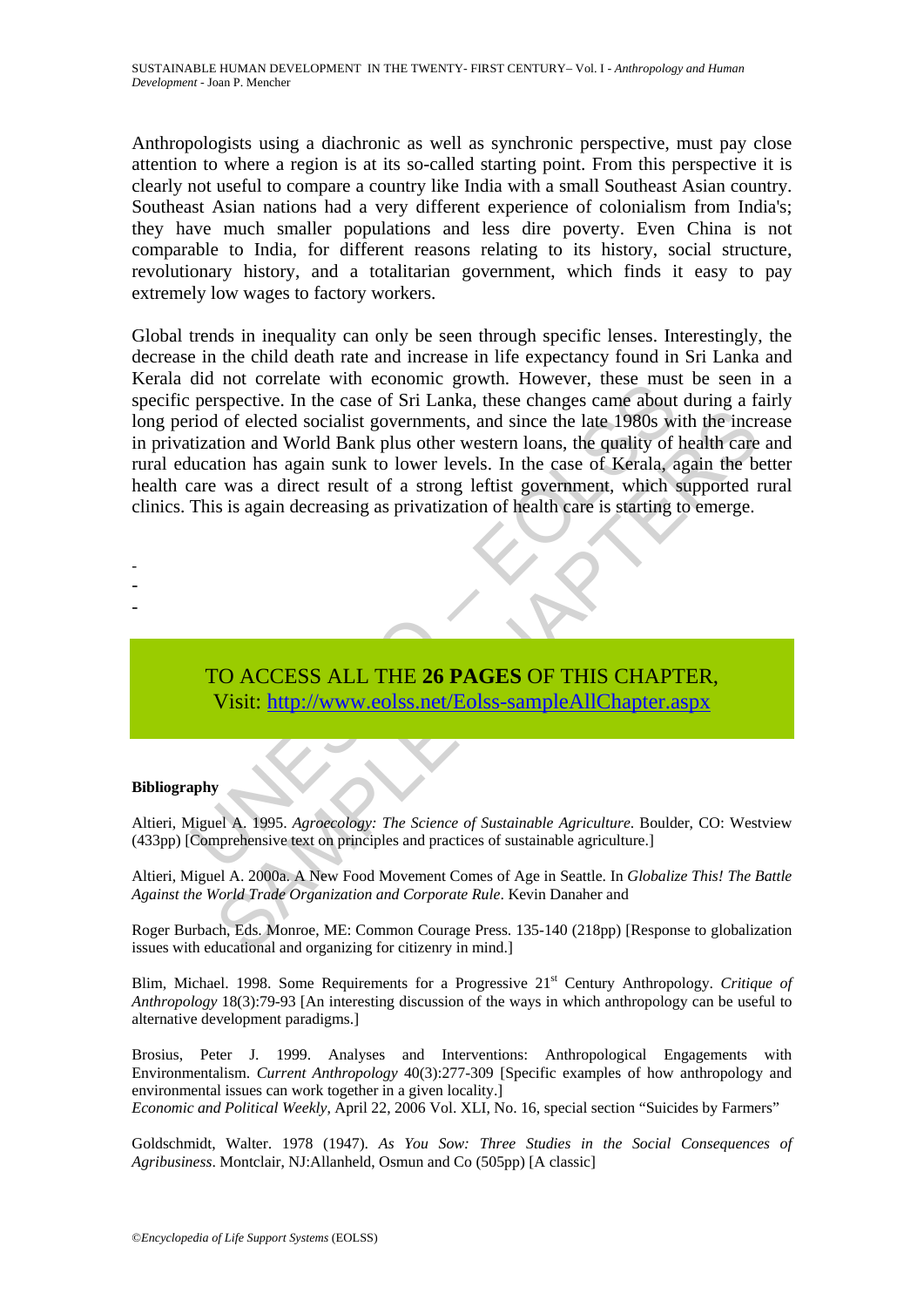Anthropologists using a diachronic as well as synchronic perspective, must pay close attention to where a region is at its so-called starting point. From this perspective it is clearly not useful to compare a country like India with a small Southeast Asian country. Southeast Asian nations had a very different experience of colonialism from India's; they have much smaller populations and less dire poverty. Even China is not comparable to India, for different reasons relating to its history, social structure, revolutionary history, and a totalitarian government, which finds it easy to pay extremely low wages to factory workers.

Global trends in inequality can only be seen through specific lenses. Interestingly, the decrease in the child death rate and increase in life expectancy found in Sri Lanka and Kerala did not correlate with economic growth. However, these must be seen in a specific perspective. In the case of Sri Lanka, these changes came about during a fairly long period of elected socialist governments, and since the late 1980s with the increase in privatization and World Bank plus other western loans, the quality of health care and rural education has again sunk to lower levels. In the case of Kerala, again the better health care was a direct result of a strong leftist government, which supported rural clinics. This is again decreasing as privatization of health care is starting to emerge.

-
-
-

TO ACCESS ALL THE **26 PAGES** OF THIS CHAPTER,
Visit: http://www.eolss.net/Eolss-sampleAllChapter.aspx

**Bibliography**

Altieri, Miguel A. 1995. *Agroecology: The Science of Sustainable Agriculture*. Boulder, CO: Westview (433pp) [Comprehensive text on principles and practices of sustainable agriculture.]

Altieri, Miguel A. 2000a. A New Food Movement Comes of Age in Seattle. In *Globalize This! The Battle Against the World Trade Organization and Corporate Rule*. Kevin Danaher and

Roger Burbach, Eds. Monroe, ME: Common Courage Press. 135-140 (218pp) [Response to globalization issues with educational and organizing for citizenry in mind.]

Blim, Michael. 1998. Some Requirements for a Progressive 21st Century Anthropology. *Critique of Anthropology* 18(3):79-93 [An interesting discussion of the ways in which anthropology can be useful to alternative development paradigms.]

Brosius, Peter J. 1999. Analyses and Interventions: Anthropological Engagements with Environmentalism. *Current Anthropology* 40(3):277-309 [Specific examples of how anthropology and environmental issues can work together in a given locality.]

*Economic and Political Weekly*, April 22, 2006 Vol. XLI, No. 16, special section "Suicides by Farmers"

Goldschmidt, Walter. 1978 (1947). *As You Sow: Three Studies in the Social Consequences of Agribusiness*. Montclair, NJ:Allanheld, Osmun and Co (505pp) [A classic]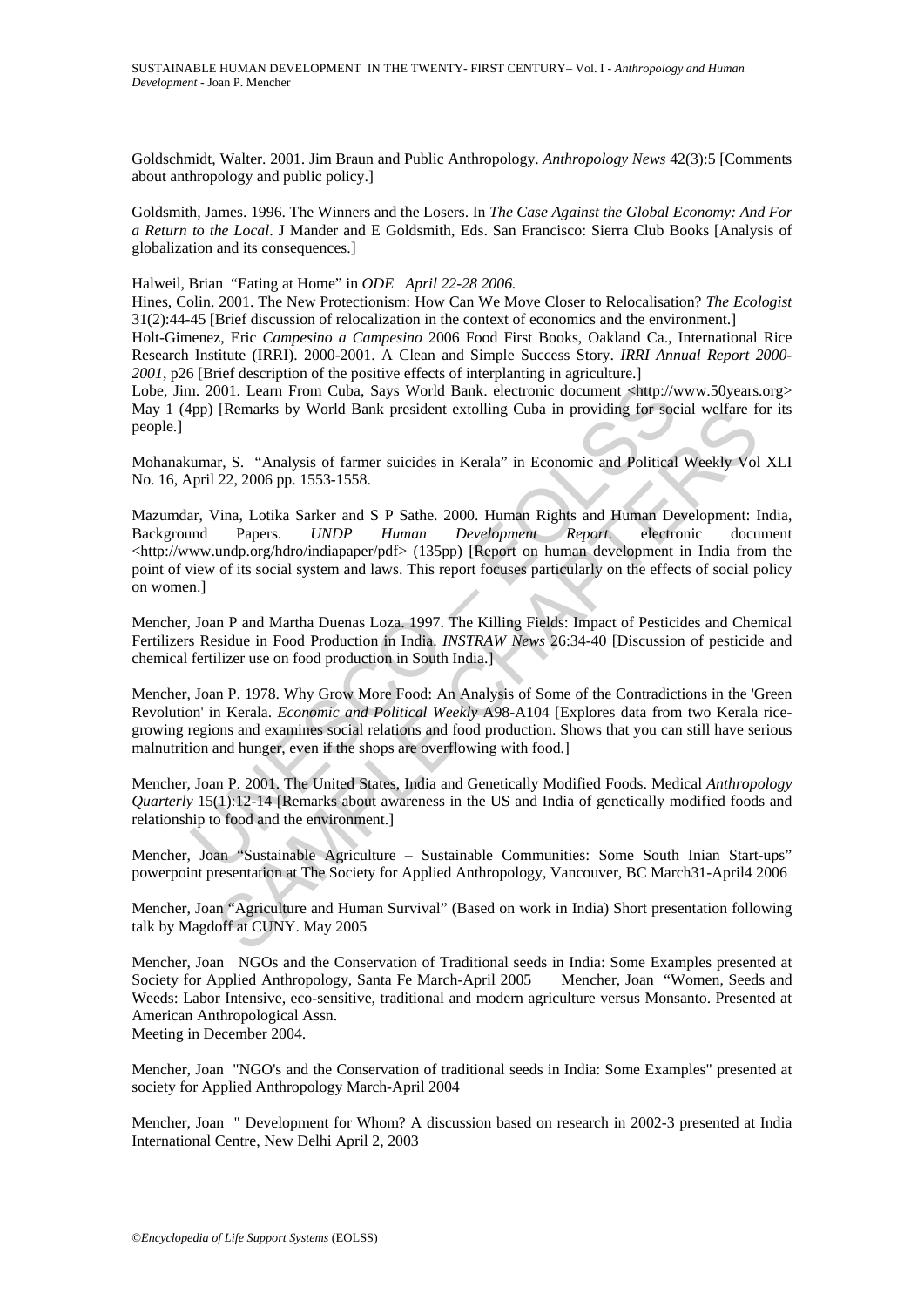Goldschmidt, Walter. 2001. Jim Braun and Public Anthropology. *Anthropology News* 42(3):5 [Comments about anthropology and public policy.]

Goldsmith, James. 1996. The Winners and the Losers. In *The Case Against the Global Economy: And For a Return to the Local*. J Mander and E Goldsmith, Eds. San Francisco: Sierra Club Books [Analysis of globalization and its consequences.]

Halweil, Brian "Eating at Home" in *ODE April 22-28 2006.*

Hines, Colin. 2001. The New Protectionism: How Can We Move Closer to Relocalisation? *The Ecologist* 31(2):44-45 [Brief discussion of relocalization in the context of economics and the environment.]

Holt-Gimenez, Eric *Campesino a Campesino* 2006 Food First Books, Oakland Ca., International Rice Research Institute (IRRI). 2000-2001. A Clean and Simple Success Story. *IRRI Annual Report 2000-2001*, p26 [Brief description of the positive effects of interplanting in agriculture.]

Lobe, Jim. 2001. Learn From Cuba, Says World Bank. electronic document <http://www.50years.org> May 1 (4pp) [Remarks by World Bank president extolling Cuba in providing for social welfare for its people.]

Mohanakumar, S. "Analysis of farmer suicides in Kerala" in Economic and Political Weekly Vol XLI No. 16, April 22, 2006 pp. 1553-1558.

Mazumdar, Vina, Lotika Sarker and S P Sathe. 2000. Human Rights and Human Development: India, Background Papers. *UNDP Human Development Report*. electronic document <http://www.undp.org/hdro/indiapaper/pdf> (135pp) [Report on human development in India from the point of view of its social system and laws. This report focuses particularly on the effects of social policy on women.]

Mencher, Joan P and Martha Duenas Loza. 1997. The Killing Fields: Impact of Pesticides and Chemical Fertilizers Residue in Food Production in India. *INSTRAW News* 26:34-40 [Discussion of pesticide and chemical fertilizer use on food production in South India.]

Mencher, Joan P. 1978. Why Grow More Food: An Analysis of Some of the Contradictions in the 'Green Revolution' in Kerala. *Economic and Political Weekly* A98-A104 [Explores data from two Kerala rice-growing regions and examines social relations and food production. Shows that you can still have serious malnutrition and hunger, even if the shops are overflowing with food.]

Mencher, Joan P. 2001. The United States, India and Genetically Modified Foods. Medical *Anthropology Quarterly* 15(1):12-14 [Remarks about awareness in the US and India of genetically modified foods and relationship to food and the environment.]

Mencher, Joan "Sustainable Agriculture – Sustainable Communities: Some South Inian Start-ups" powerpoint presentation at The Society for Applied Anthropology, Vancouver, BC March31-April4 2006

Mencher, Joan "Agriculture and Human Survival" (Based on work in India) Short presentation following talk by Magdoff at CUNY. May 2005

Mencher, Joan NGOs and the Conservation of Traditional seeds in India: Some Examples presented at Society for Applied Anthropology, Santa Fe March-April 2005 Mencher, Joan "Women, Seeds and Weeds: Labor Intensive, eco-sensitive, traditional and modern agriculture versus Monsanto. Presented at American Anthropological Assn.
Meeting in December 2004.

Mencher, Joan "NGO's and the Conservation of traditional seeds in India: Some Examples" presented at society for Applied Anthropology March-April 2004

Mencher, Joan " Development for Whom? A discussion based on research in 2002-3 presented at India International Centre, New Delhi April 2, 2003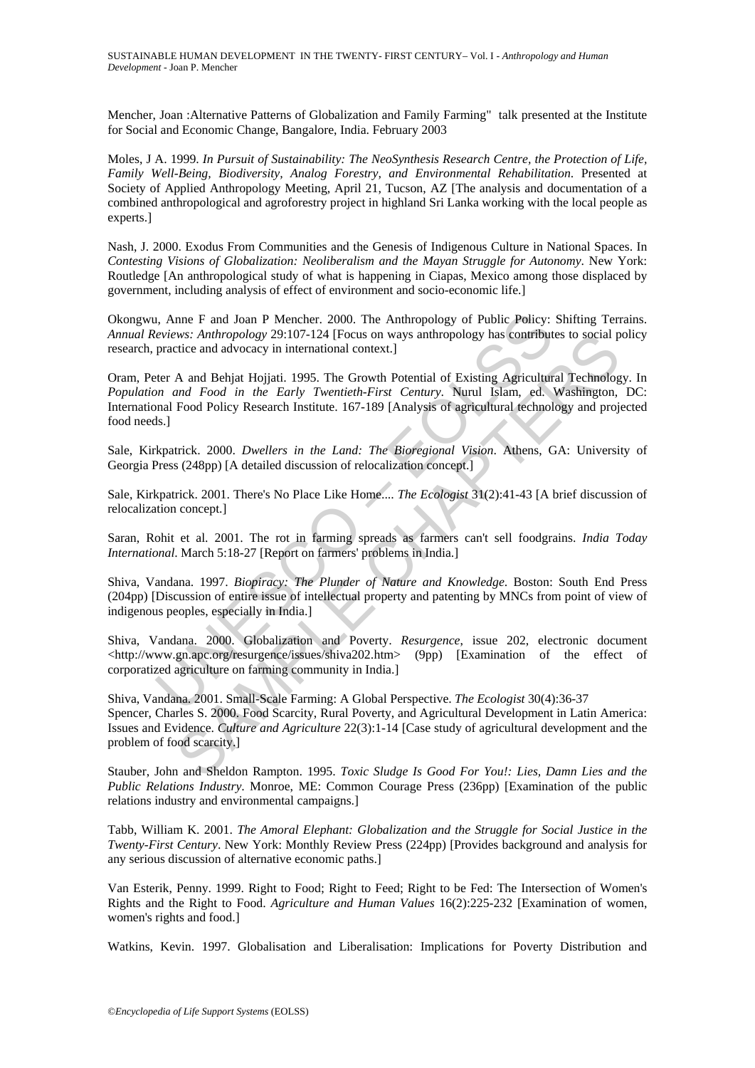Mencher, Joan :Alternative Patterns of Globalization and Family Farming" talk presented at the Institute for Social and Economic Change, Bangalore, India. February 2003

Moles, J A. 1999. *In Pursuit of Sustainability: The NeoSynthesis Research Centre, the Protection of Life, Family Well-Being, Biodiversity, Analog Forestry, and Environmental Rehabilitation*. Presented at Society of Applied Anthropology Meeting, April 21, Tucson, AZ [The analysis and documentation of a combined anthropological and agroforestry project in highland Sri Lanka working with the local people as experts.]

Nash, J. 2000. Exodus From Communities and the Genesis of Indigenous Culture in National Spaces. In *Contesting Visions of Globalization: Neoliberalism and the Mayan Struggle for Autonomy*. New York: Routledge [An anthropological study of what is happening in Ciapas, Mexico among those displaced by government, including analysis of effect of environment and socio-economic life.]

Okongwu, Anne F and Joan P Mencher. 2000. The Anthropology of Public Policy: Shifting Terrains. *Annual Reviews: Anthropology* 29:107-124 [Focus on ways anthropology has contributes to social policy research, practice and advocacy in international context.]

Oram, Peter A and Behjat Hojjati. 1995. The Growth Potential of Existing Agricultural Technology. In *Population and Food in the Early Twentieth-First Century*. Nurul Islam, ed. Washington, DC: International Food Policy Research Institute. 167-189 [Analysis of agricultural technology and projected food needs.]

Sale, Kirkpatrick. 2000. *Dwellers in the Land: The Bioregional Vision*. Athens, GA: University of Georgia Press (248pp) [A detailed discussion of relocalization concept.]

Sale, Kirkpatrick. 2001. There's No Place Like Home.... *The Ecologist* 31(2):41-43 [A brief discussion of relocalization concept.]

Saran, Rohit et al. 2001. The rot in farming spreads as farmers can't sell foodgrains. *India Today International*. March 5:18-27 [Report on farmers' problems in India.]

Shiva, Vandana. 1997. *Biopiracy: The Plunder of Nature and Knowledge*. Boston: South End Press (204pp) [Discussion of entire issue of intellectual property and patenting by MNCs from point of view of indigenous peoples, especially in India.]

Shiva, Vandana. 2000. Globalization and Poverty. *Resurgence*, issue 202, electronic document <http://www.gn.apc.org/resurgence/issues/shiva202.htm> (9pp) [Examination of the effect of corporatized agriculture on farming community in India.]

Shiva, Vandana. 2001. Small-Scale Farming: A Global Perspective. *The Ecologist* 30(4):36-37

Spencer, Charles S. 2000. Food Scarcity, Rural Poverty, and Agricultural Development in Latin America: Issues and Evidence. *Culture and Agriculture* 22(3):1-14 [Case study of agricultural development and the problem of food scarcity.]

Stauber, John and Sheldon Rampton. 1995. *Toxic Sludge Is Good For You!: Lies, Damn Lies and the Public Relations Industry*. Monroe, ME: Common Courage Press (236pp) [Examination of the public relations industry and environmental campaigns.]

Tabb, William K. 2001. *The Amoral Elephant: Globalization and the Struggle for Social Justice in the Twenty-First Century*. New York: Monthly Review Press (224pp) [Provides background and analysis for any serious discussion of alternative economic paths.]

Van Esterik, Penny. 1999. Right to Food; Right to Feed; Right to be Fed: The Intersection of Women's Rights and the Right to Food. *Agriculture and Human Values* 16(2):225-232 [Examination of women, women's rights and food.]

Watkins, Kevin. 1997. Globalisation and Liberalisation: Implications for Poverty Distribution and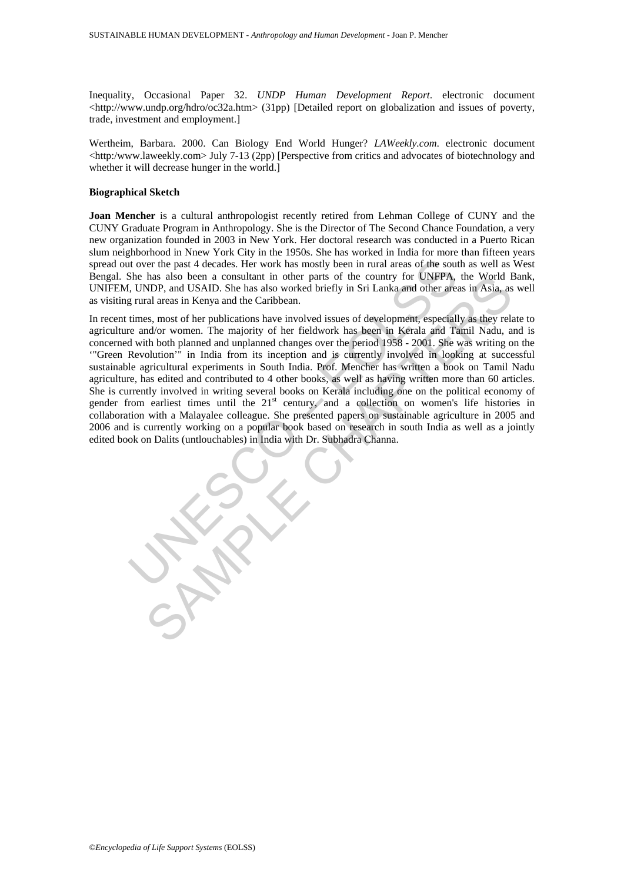Inequality, Occasional Paper 32. *UNDP Human Development Report*. electronic document <http://www.undp.org/hdro/oc32a.htm> (31pp) [Detailed report on globalization and issues of poverty, trade, investment and employment.]

Wertheim, Barbara. 2000. Can Biology End World Hunger? *LAWeekly.com*. electronic document <http:/www.laweekly.com> July 7-13 (2pp) [Perspective from critics and advocates of biotechnology and whether it will decrease hunger in the world.]

### Biographical Sketch

**Joan Mencher** is a cultural anthropologist recently retired from Lehman College of CUNY and the CUNY Graduate Program in Anthropology. She is the Director of The Second Chance Foundation, a very new organization founded in 2003 in New York. Her doctoral research was conducted in a Puerto Rican slum neighborhood in Nnew York City in the 1950s. She has worked in India for more than fifteen years spread out over the past 4 decades. Her work has mostly been in rural areas of the south as well as West Bengal. She has also been a consultant in other parts of the country for UNFPA, the World Bank, UNIFEM, UNDP, and USAID. She has also worked briefly in Sri Lanka and other areas in Asia, as well as visiting rural areas in Kenya and the Caribbean.

In recent times, most of her publications have involved issues of development, especially as they relate to agriculture and/or women. The majority of her fieldwork has been in Kerala and Tamil Nadu, and is concerned with both planned and unplanned changes over the period 1958 - 2001. She was writing on the '"Green Revolution'" in India from its inception and is currently involved in looking at successful sustainable agricultural experiments in South India. Prof. Mencher has written a book on Tamil Nadu agriculture, has edited and contributed to 4 other books, as well as having written more than 60 articles. She is currently involved in writing several books on Kerala including one on the political economy of gender from earliest times until the 21st century, and a collection on women's life histories in collaboration with a Malayalee colleague. She presented papers on sustainable agriculture in 2005 and 2006 and is currently working on a popular book based on research in south India as well as a jointly edited book on Dalits (untlouchables) in India with Dr. Subhadra Channa.